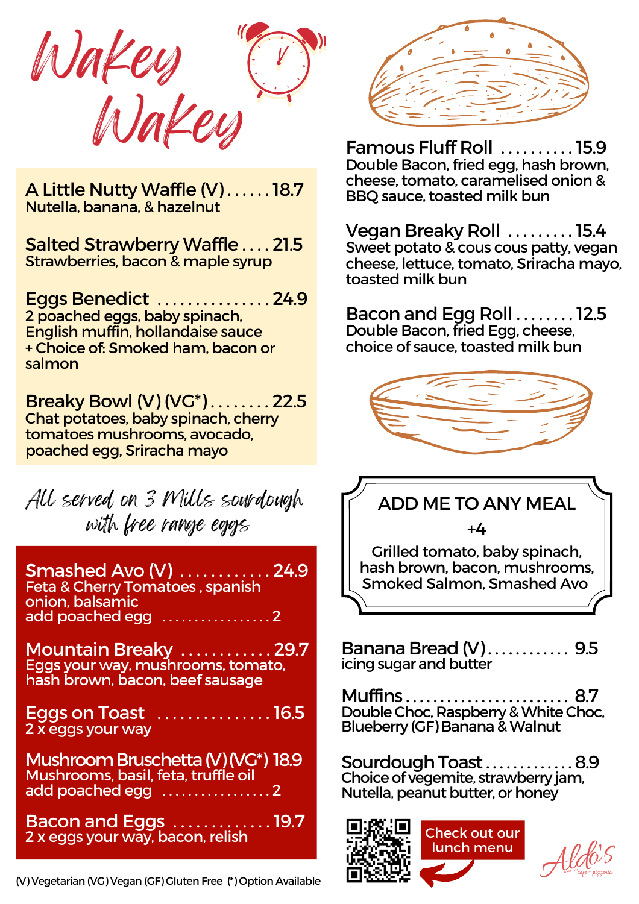# Wakey Wakey

**A Little Nutty Waffle (V)** ...... 18.7
Nutella, banana, & hazelnut

**Salted Strawberry Waffle** .... 21.5
Strawberries, bacon & maple syrup

**Eggs Benedict** ............... 24.9
2 poached eggs, baby spinach, English muffin, hollandaise sauce
+ Choice of: Smoked ham, bacon or salmon

**Breaky Bowl (V) (VG*)** ........ 22.5
Chat potatoes, baby spinach, cherry tomatoes mushrooms, avocado, poached egg, Sriracha mayo

*All served on 3 Mills sourdough with free range eggs*

**Smashed Avo (V)** ............ 24.9
Feta & Cherry Tomatoes , spanish onion, balsamic
add poached egg ................ 2

**Mountain Breaky** ............ 29.7
Eggs your way, mushrooms, tomato, hash brown, bacon, beef sausage

**Eggs on Toast** ............... 16.5
2 x eggs your way

**Mushroom Bruschetta (V) (VG*)** 18.9
Mushrooms, basil, feta, truffle oil
add poached egg ................ 2

**Bacon and Eggs** ............. 19.7
2 x eggs your way, bacon, relish

(V) Vegetarian (VG) Vegan (GF) Gluten Free (*) Option Available

**Famous Fluff Roll** .......... 15.9
Double Bacon, fried egg, hash brown, cheese, tomato, caramelised onion & BBQ sauce, toasted milk bun

**Vegan Breaky Roll** ......... 15.4
Sweet potato & cous cous patty, vegan cheese, lettuce, tomato, Sriracha mayo, toasted milk bun

**Bacon and Egg Roll** ........ 12.5
Double Bacon, fried Egg, cheese, choice of sauce, toasted milk bun

## ADD ME TO ANY MEAL

+4

Grilled tomato, baby spinach, hash brown, bacon, mushrooms, Smoked Salmon, Smashed Avo

**Banana Bread (V)** ........... 9.5
icing sugar and butter

**Muffins** ....................... 8.7
Double Choc, Raspberry & White Choc, Blueberry (GF) Banana & Walnut

**Sourdough Toast** ............ 8.9
Choice of vegemite, strawberry jam, Nutella, peanut butter, or honey

Check out our lunch menu

Aldo's cafe + pizzeria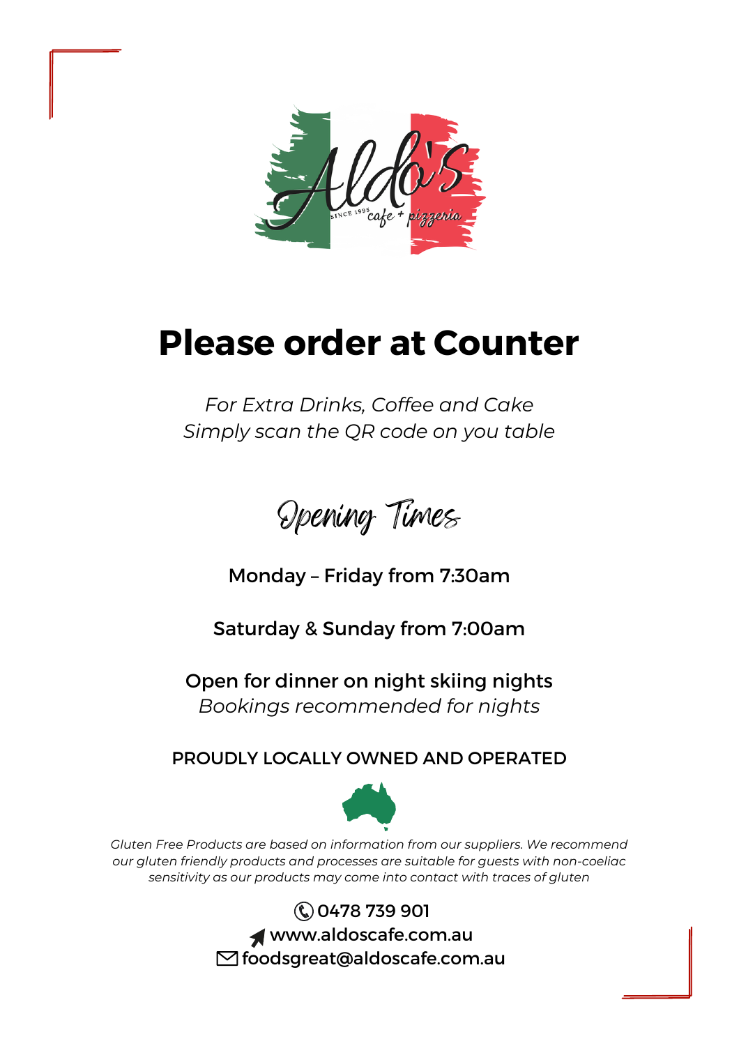Aldo's

SINCE 1995 cafe + pizzeria

# Please order at Counter

*For Extra Drinks, Coffee and Cake*
*Simply scan the QR code on you table*

## Opening Times

Monday – Friday from 7:30am

Saturday & Sunday from 7:00am

Open for dinner on night skiing nights
*Bookings recommended for nights*

PROUDLY LOCALLY OWNED AND OPERATED

*Gluten Free Products are based on information from our suppliers. We recommend our gluten friendly products and processes are suitable for guests with non-coeliac sensitivity as our products may come into contact with traces of gluten*

0478 739 901
www.aldoscafe.com.au
foodsgreat@aldoscafe.com.au